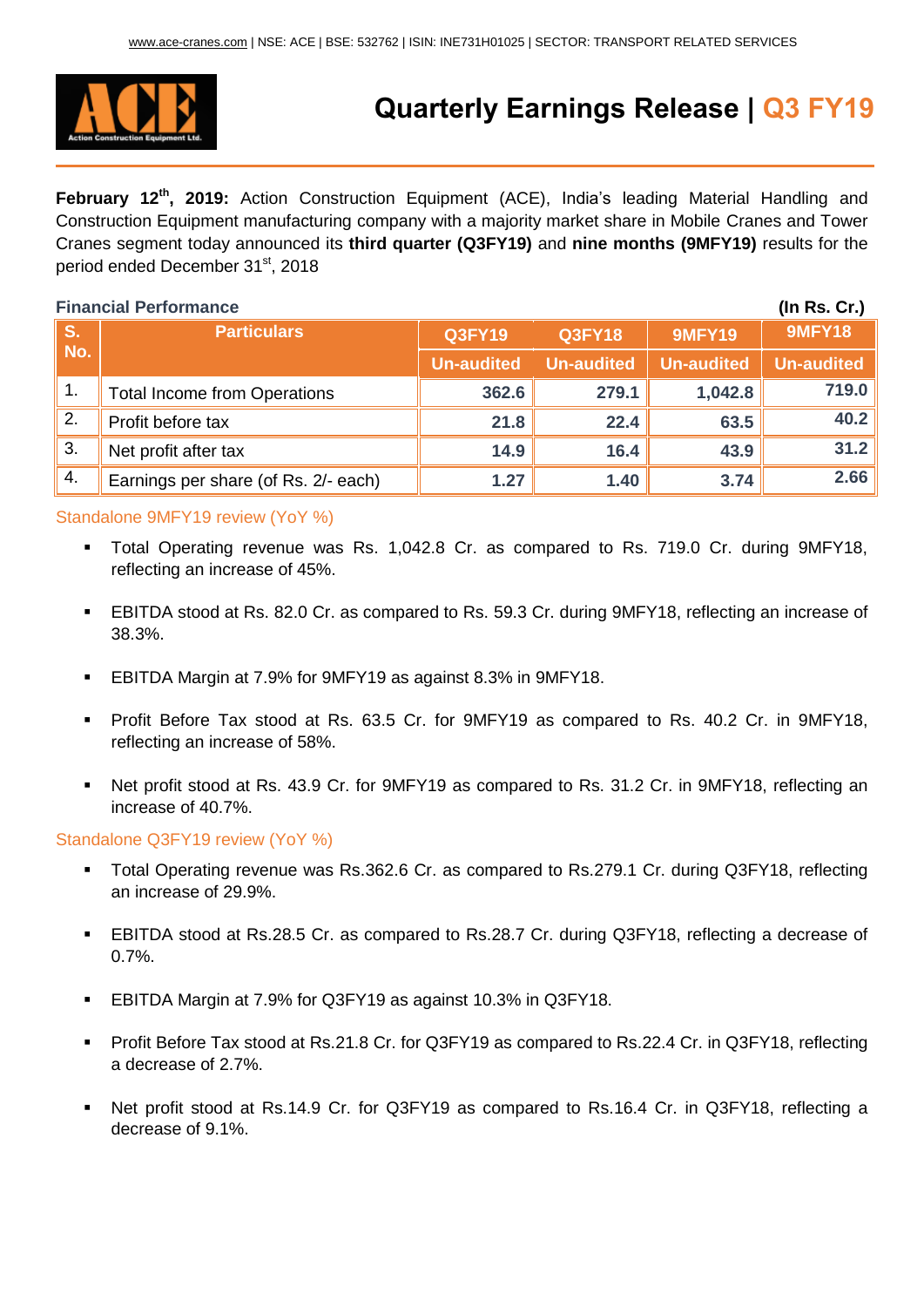www.ace-cranes.com | NSE: ACE | BSE: 532762 | ISIN: INE731H01025 | SECTOR: TRANSPORT RELATED SERVICES

# Quarterly Earnings Release | Q3 FY19

**February 12[th], 2019:** Action Construction Equipment (ACE), India's leading Material Handling and Construction Equipment manufacturing company with a majority market share in Mobile Cranes and Tower Cranes segment today announced its **third quarter (Q3FY19)** and **nine months (9MFY19)** results for the period ended December 31[st], 2018

**Financial Performance** **(In Rs. Cr.)**

| S. No. | Particulars | Q3FY19 | Q3FY18 | 9MFY19 | 9MFY18 |
|---|---|---|---|---|---|
| | | Un-audited | Un-audited | Un-audited | Un-audited |
| 1. | Total Income from Operations | 362.6 | 279.1 | 1,042.8 | 719.0 |
| 2. | Profit before tax | 21.8 | 22.4 | 63.5 | 40.2 |
| 3. | Net profit after tax | 14.9 | 16.4 | 43.9 | 31.2 |
| 4. | Earnings per share (of Rs. 2/- each) | 1.27 | 1.40 | 3.74 | 2.66 |

### Standalone 9MFY19 review (YoY %)

- Total Operating revenue was Rs. 1,042.8 Cr. as compared to Rs. 719.0 Cr. during 9MFY18, reflecting an increase of 45%.
- EBITDA stood at Rs. 82.0 Cr. as compared to Rs. 59.3 Cr. during 9MFY18, reflecting an increase of 38.3%.
- EBITDA Margin at 7.9% for 9MFY19 as against 8.3% in 9MFY18.
- Profit Before Tax stood at Rs. 63.5 Cr. for 9MFY19 as compared to Rs. 40.2 Cr. in 9MFY18, reflecting an increase of 58%.
- Net profit stood at Rs. 43.9 Cr. for 9MFY19 as compared to Rs. 31.2 Cr. in 9MFY18, reflecting an increase of 40.7%.

### Standalone Q3FY19 review (YoY %)

- Total Operating revenue was Rs.362.6 Cr. as compared to Rs.279.1 Cr. during Q3FY18, reflecting an increase of 29.9%.
- EBITDA stood at Rs.28.5 Cr. as compared to Rs.28.7 Cr. during Q3FY18, reflecting a decrease of 0.7%.
- EBITDA Margin at 7.9% for Q3FY19 as against 10.3% in Q3FY18.
- Profit Before Tax stood at Rs.21.8 Cr. for Q3FY19 as compared to Rs.22.4 Cr. in Q3FY18, reflecting a decrease of 2.7%.
- Net profit stood at Rs.14.9 Cr. for Q3FY19 as compared to Rs.16.4 Cr. in Q3FY18, reflecting a decrease of 9.1%.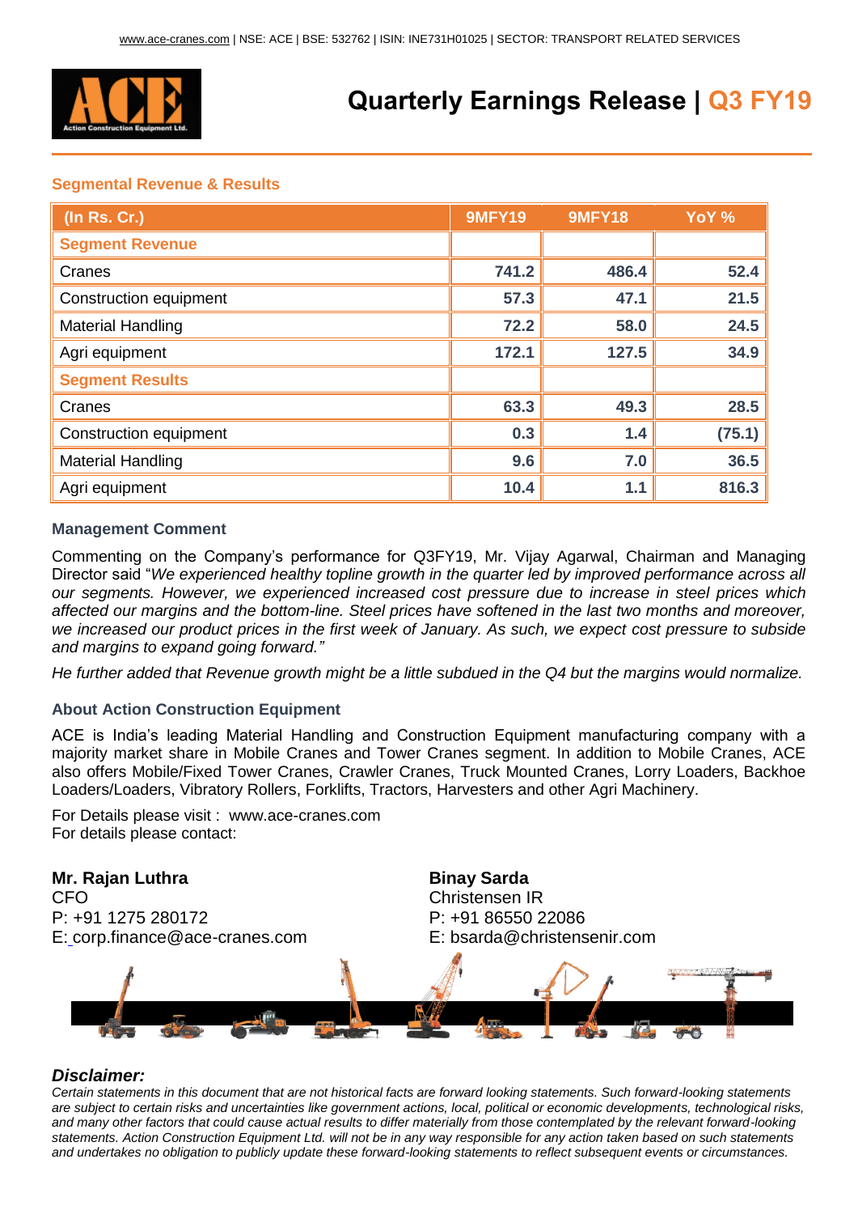# Quarterly Earnings Release | Q3 FY19

## Segmental Revenue & Results

| (In Rs. Cr.) | 9MFY19 | 9MFY18 | YoY % |
|---|---|---|---|
| **Segment Revenue** | | | |
| Cranes | 741.2 | 486.4 | 52.4 |
| Construction equipment | 57.3 | 47.1 | 21.5 |
| Material Handling | 72.2 | 58.0 | 24.5 |
| Agri equipment | 172.1 | 127.5 | 34.9 |
| **Segment Results** | | | |
| Cranes | 63.3 | 49.3 | 28.5 |
| Construction equipment | 0.3 | 1.4 | (75.1) |
| Material Handling | 9.6 | 7.0 | 36.5 |
| Agri equipment | 10.4 | 1.1 | 816.3 |

### Management Comment

Commenting on the Company's performance for Q3FY19, Mr. Vijay Agarwal, Chairman and Managing Director said "*We experienced healthy topline growth in the quarter led by improved performance across all our segments. However, we experienced increased cost pressure due to increase in steel prices which affected our margins and the bottom-line. Steel prices have softened in the last two months and moreover, we increased our product prices in the first week of January. As such, we expect cost pressure to subside and margins to expand going forward.*"

*He further added that Revenue growth might be a little subdued in the Q4 but the margins would normalize.*

### About Action Construction Equipment

ACE is India's leading Material Handling and Construction Equipment manufacturing company with a majority market share in Mobile Cranes and Tower Cranes segment. In addition to Mobile Cranes, ACE also offers Mobile/Fixed Tower Cranes, Crawler Cranes, Truck Mounted Cranes, Lorry Loaders, Backhoe Loaders/Loaders, Vibratory Rollers, Forklifts, Tractors, Harvesters and other Agri Machinery.

For Details please visit : www.ace-cranes.com
For details please contact:

**Mr. Rajan Luthra**
CFO
P: +91 1275 280172
E: corp.finance@ace-cranes.com

**Binay Sarda**
Christensen IR
P: +91 86550 22086
E: bsarda@christensenir.com

### *Disclaimer:*

*Certain statements in this document that are not historical facts are forward looking statements. Such forward-looking statements are subject to certain risks and uncertainties like government actions, local, political or economic developments, technological risks, and many other factors that could cause actual results to differ materially from those contemplated by the relevant forward-looking statements. Action Construction Equipment Ltd. will not be in any way responsible for any action taken based on such statements and undertakes no obligation to publicly update these forward-looking statements to reflect subsequent events or circumstances.*